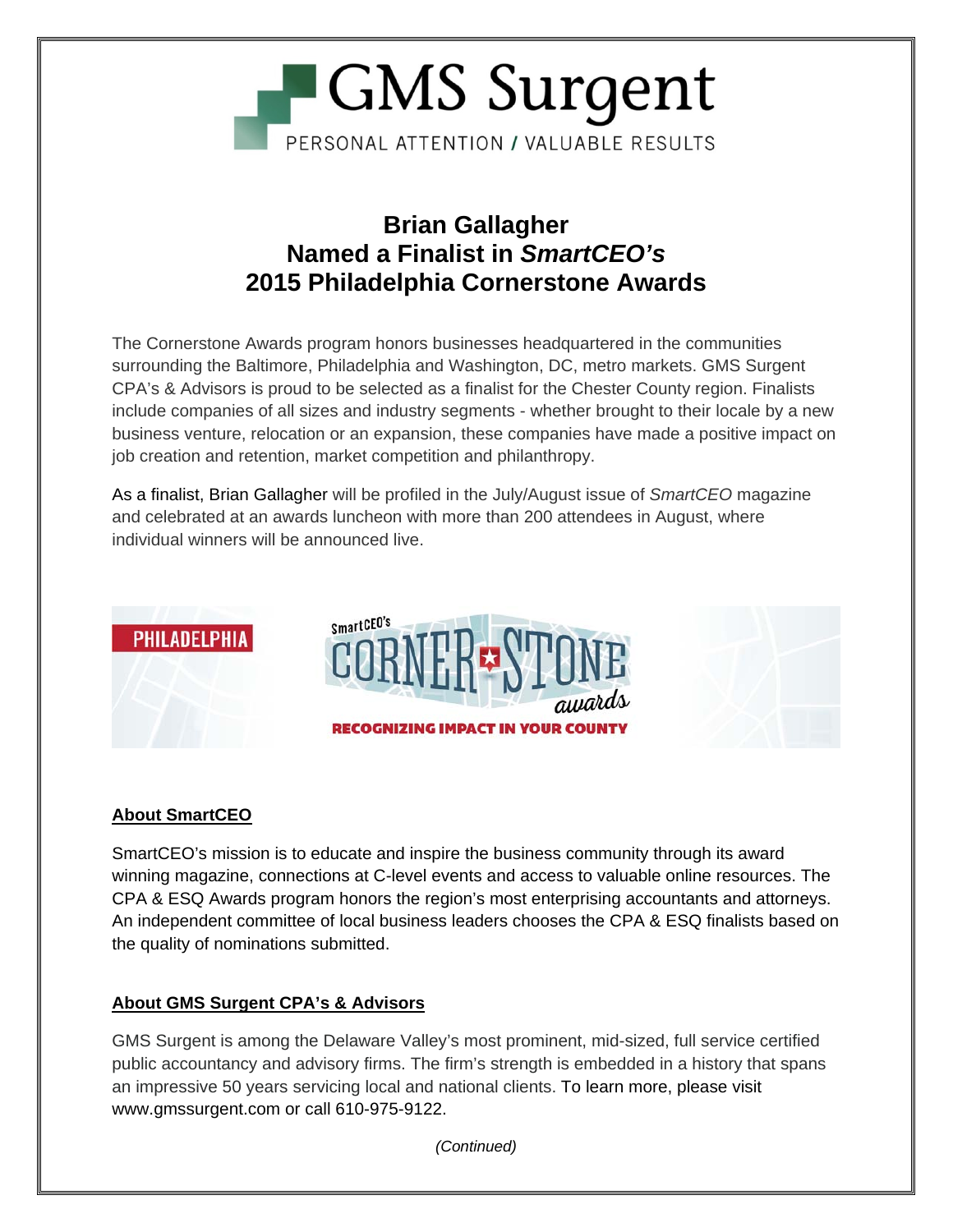GMS Surgent

PERSONAL ATTENTION / VALUABLE RESULTS

# Brian Gallagher Named a Finalist in *SmartCEO's* 2015 Philadelphia Cornerstone Awards

The Cornerstone Awards program honors businesses headquartered in the communities surrounding the Baltimore, Philadelphia and Washington, DC, metro markets. GMS Surgent CPA's & Advisors is proud to be selected as a finalist for the Chester County region. Finalists include companies of all sizes and industry segments - whether brought to their locale by a new business venture, relocation or an expansion, these companies have made a positive impact on job creation and retention, market competition and philanthropy.

As a finalist, Brian Gallagher will be profiled in the July/August issue of *SmartCEO* magazine and celebrated at an awards luncheon with more than 200 attendees in August, where individual winners will be announced live.

PHILADELPHIA

SmartCEO's CORNERSTONE awards

RECOGNIZING IMPACT IN YOUR COUNTY

## About SmartCEO

SmartCEO's mission is to educate and inspire the business community through its award winning magazine, connections at C-level events and access to valuable online resources. The CPA & ESQ Awards program honors the region's most enterprising accountants and attorneys. An independent committee of local business leaders chooses the CPA & ESQ finalists based on the quality of nominations submitted.

## About GMS Surgent CPA's & Advisors

GMS Surgent is among the Delaware Valley's most prominent, mid-sized, full service certified public accountancy and advisory firms. The firm's strength is embedded in a history that spans an impressive 50 years servicing local and national clients. To learn more, please visit www.gmssurgent.com or call 610-975-9122.

*(Continued)*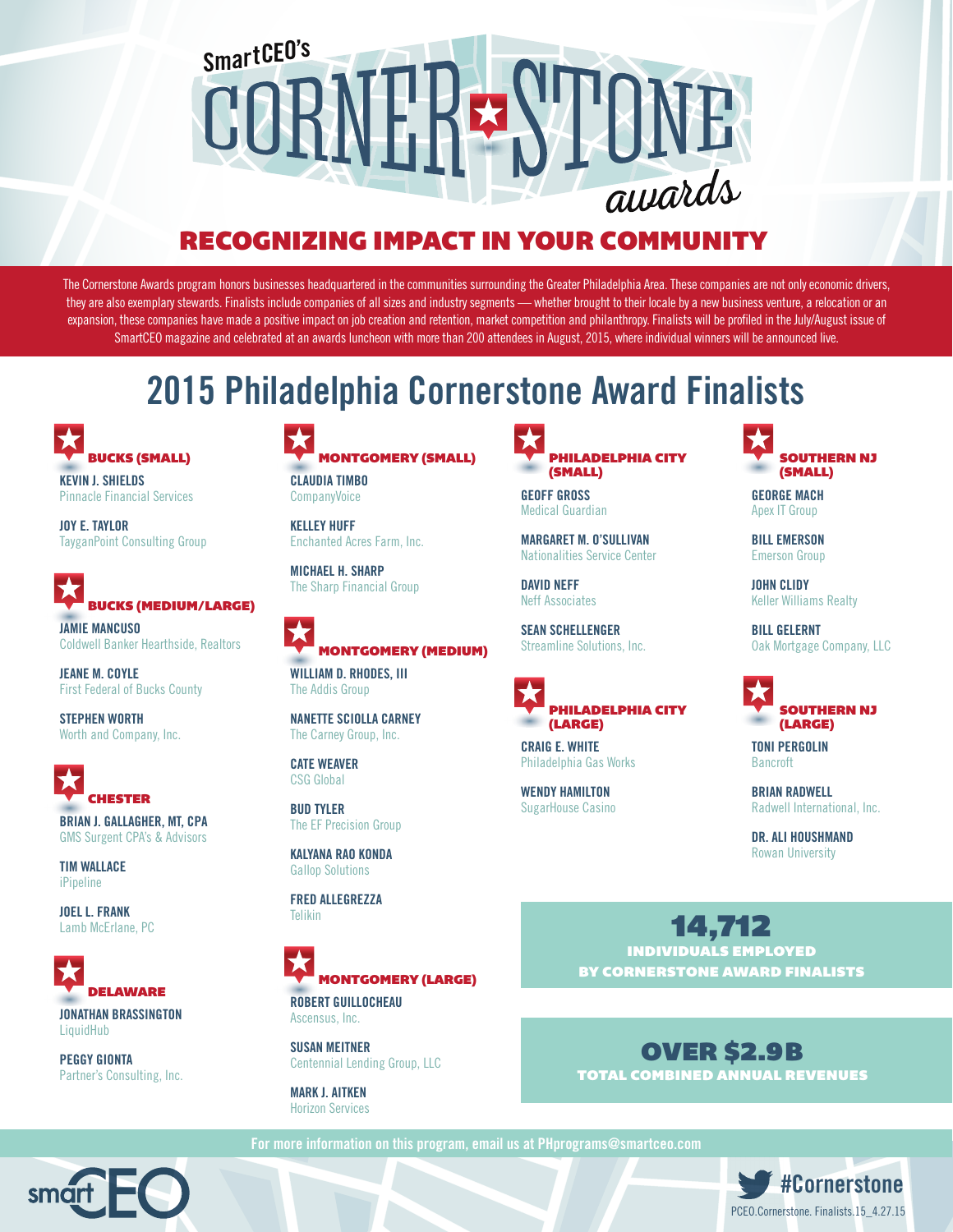SmartCEO's

# CORNERSTONE awards

## RECOGNIZING IMPACT IN YOUR COMMUNITY

The Cornerstone Awards program honors businesses headquartered in the communities surrounding the Greater Philadelphia Area. These companies are not only economic drivers, they are also exemplary stewards. Finalists include companies of all sizes and industry segments — whether brought to their locale by a new business venture, a relocation or an expansion, these companies have made a positive impact on job creation and retention, market competition and philanthropy. Finalists will be profiled in the July/August issue of SmartCEO magazine and celebrated at an awards luncheon with more than 200 attendees in August, 2015, where individual winners will be announced live.

## 2015 Philadelphia Cornerstone Award Finalists

### BUCKS (SMALL)

**KEVIN J. SHIELDS**
Pinnacle Financial Services

**JOY E. TAYLOR**
TayganPoint Consulting Group

### BUCKS (MEDIUM/LARGE)

**JAMIE MANCUSO**
Coldwell Banker Hearthside, Realtors

**JEANE M. COYLE**
First Federal of Bucks County

**STEPHEN WORTH**
Worth and Company, Inc.

### CHESTER

**BRIAN J. GALLAGHER, MT, CPA**
GMS Surgent CPA's & Advisors

**TIM WALLACE**
iPipeline

**JOEL L. FRANK**
Lamb McErlane, PC

### DELAWARE

**JONATHAN BRASSINGTON**
LiquidHub

**PEGGY GIONTA**
Partner's Consulting, Inc.

### MONTGOMERY (SMALL)

**CLAUDIA TIMBO**
CompanyVoice

**KELLEY HUFF**
Enchanted Acres Farm, Inc.

**MICHAEL H. SHARP**
The Sharp Financial Group

### MONTGOMERY (MEDIUM)

**WILLIAM D. RHODES, III**
The Addis Group

**NANETTE SCIOLLA CARNEY**
The Carney Group, Inc.

**CATE WEAVER**
CSG Global

**BUD TYLER**
The EF Precision Group

**KALYANA RAO KONDA**
Gallop Solutions

**FRED ALLEGREZZA**
Telikin

### MONTGOMERY (LARGE)

**ROBERT GUILLOCHEAU**
Ascensus, Inc.

**SUSAN MEITNER**
Centennial Lending Group, LLC

**MARK J. AITKEN**
Horizon Services

### PHILADELPHIA CITY (SMALL)

**GEOFF GROSS**
Medical Guardian

**MARGARET M. O'SULLIVAN**
Nationalities Service Center

**DAVID NEFF**
Neff Associates

**SEAN SCHELLENGER**
Streamline Solutions, Inc.

### PHILADELPHIA CITY (LARGE)

**CRAIG E. WHITE**
Philadelphia Gas Works

**WENDY HAMILTON**
SugarHouse Casino

### SOUTHERN NJ (SMALL)

**GEORGE MACH**
Apex IT Group

**BILL EMERSON**
Emerson Group

**JOHN CLIDY**
Keller Williams Realty

**BILL GELERNT**
Oak Mortgage Company, LLC

### SOUTHERN NJ (LARGE)

**TONI PERGOLIN**
Bancroft

**BRIAN RADWELL**
Radwell International, Inc.

**DR. ALI HOUSHMAND**
Rowan University

**14,712**
INDIVIDUALS EMPLOYED BY CORNERSTONE AWARD FINALISTS

**OVER $2.9B**
TOTAL COMBINED ANNUAL REVENUES

For more information on this program, email us at PHprograms@smartceo.com

smartCEO

#Cornerstone

PCEO.Cornerstone. Finalists.15_4.27.15